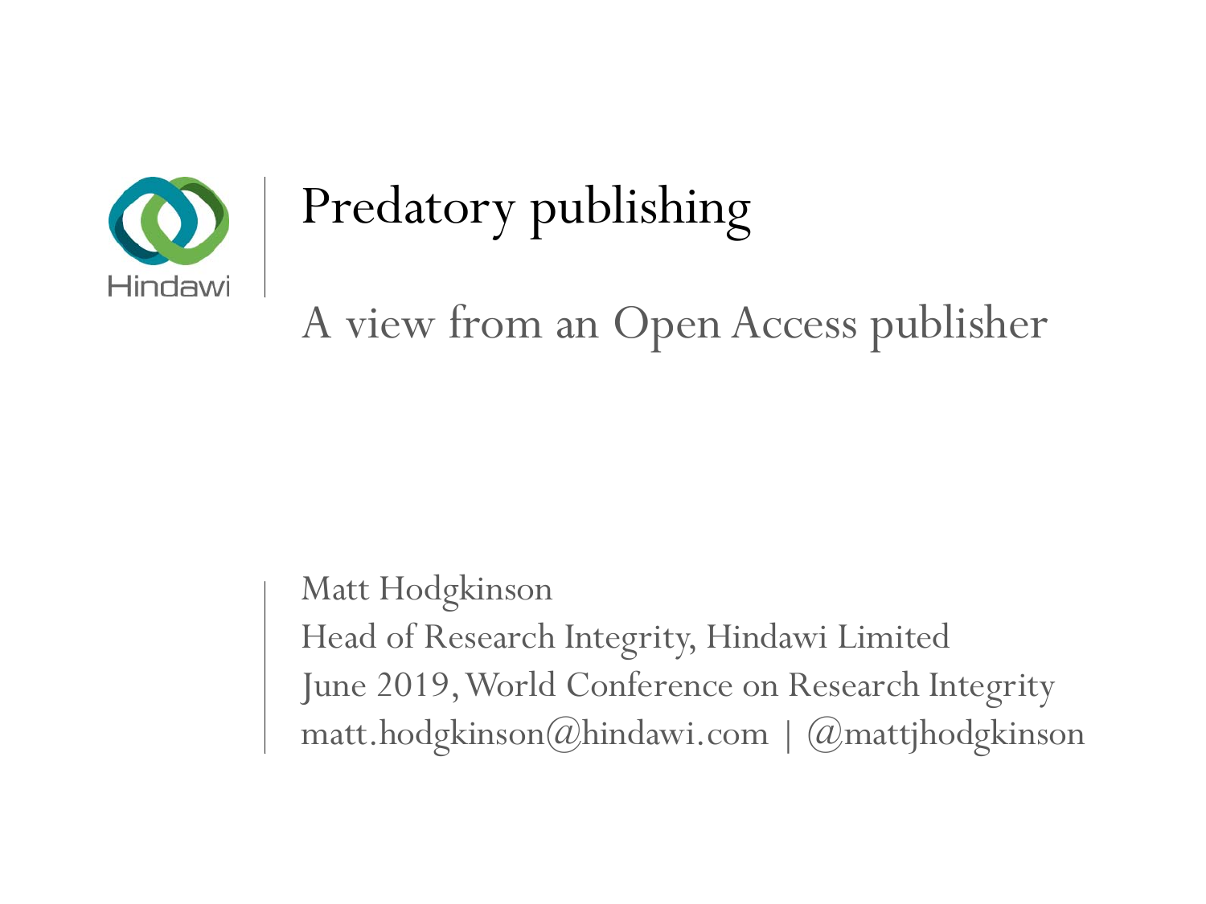Hindawi

# Predatory publishing

## A view from an Open Access publisher

Matt Hodgkinson
Head of Research Integrity, Hindawi Limited
June 2019, World Conference on Research Integrity
matt.hodgkinson@hindawi.com | @mattjhodgkinson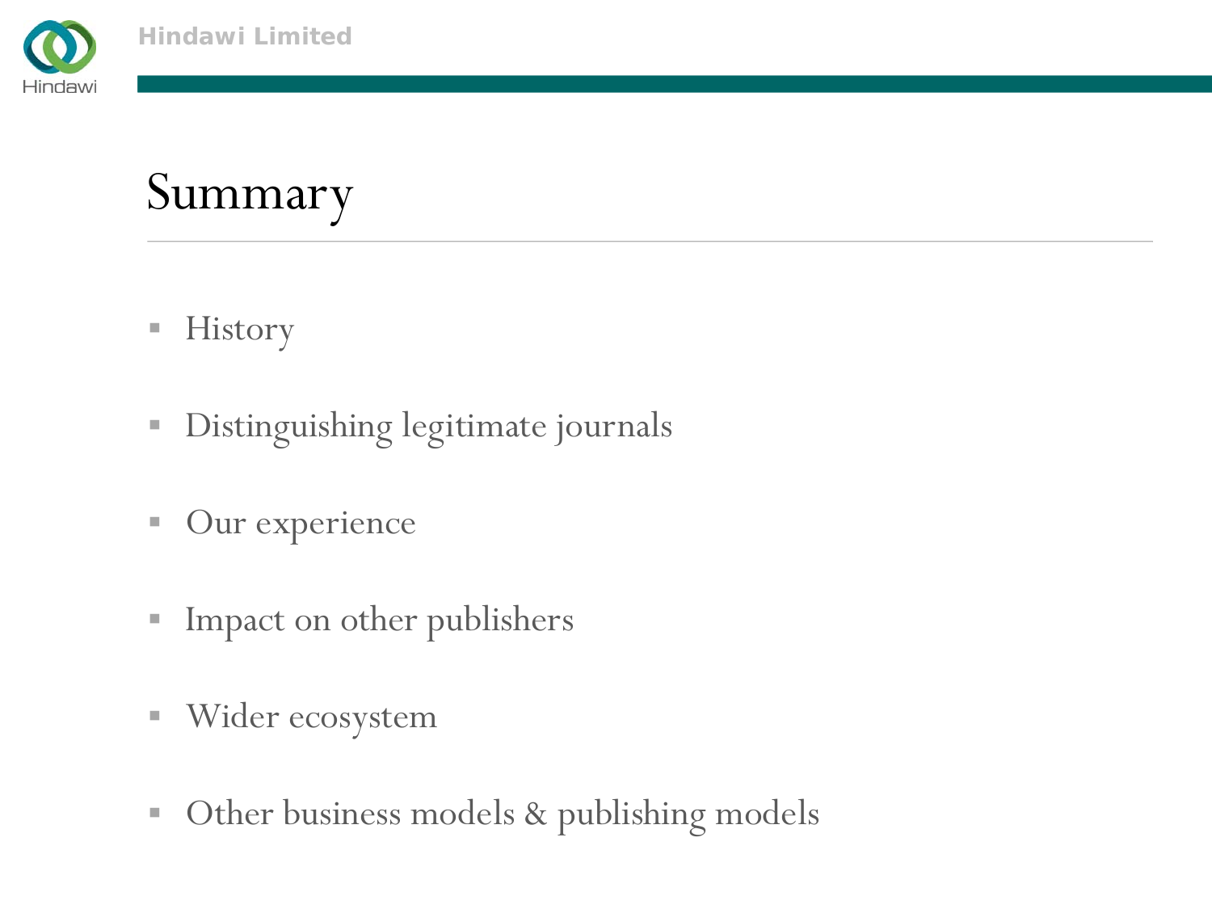# Summary

- History
- Distinguishing legitimate journals
- Our experience
- Impact on other publishers
- Wider ecosystem
- Other business models & publishing models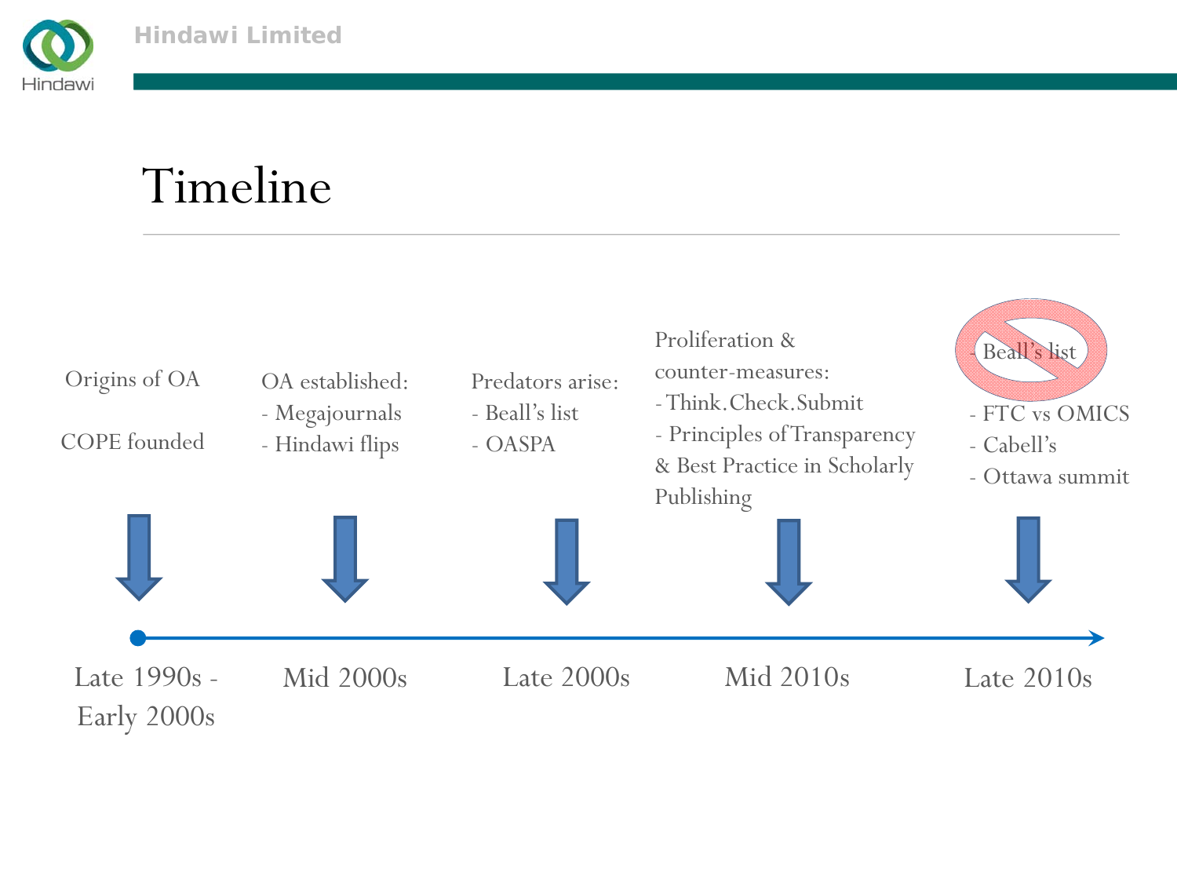# Timeline

**Late 1990s - Early 2000s**

Origins of OA

COPE founded

**Mid 2000s**

OA established:
- Megajournals
- Hindawi flips

**Late 2000s**

Predators arise:
- Beall's list
- OASPA

**Mid 2010s**

Proliferation & counter-measures:
- Think.Check.Submit
- Principles of Transparency & Best Practice in Scholarly Publishing

**Late 2010s**

- ~~Beall's list~~
- FTC vs OMICS
- Cabell's
- Ottawa summit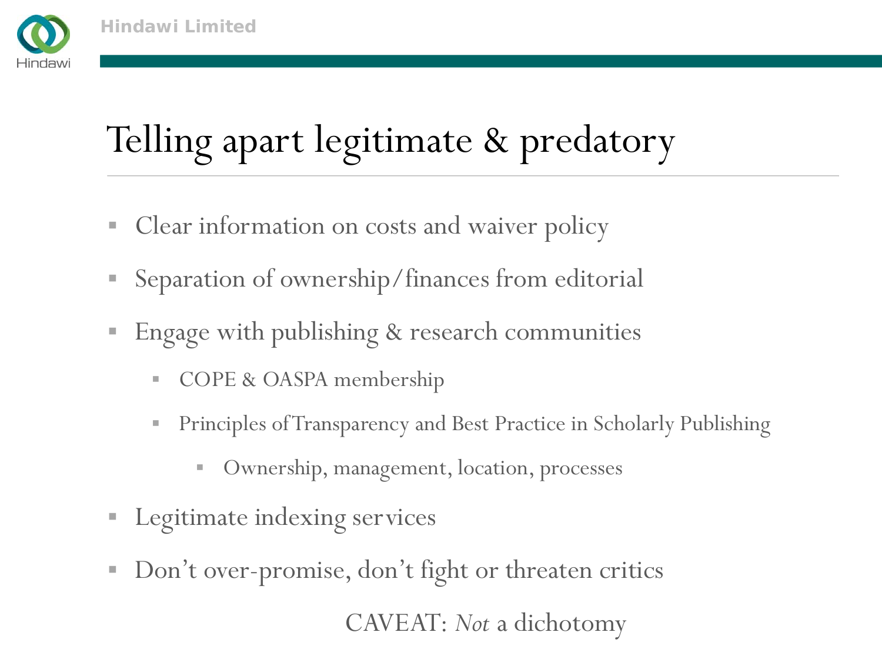# Telling apart legitimate & predatory

- Clear information on costs and waiver policy
- Separation of ownership/finances from editorial
- Engage with publishing & research communities
  - COPE & OASPA membership
  - Principles of Transparency and Best Practice in Scholarly Publishing
    - Ownership, management, location, processes
- Legitimate indexing services
- Don't over-promise, don't fight or threaten critics

CAVEAT: *Not* a dichotomy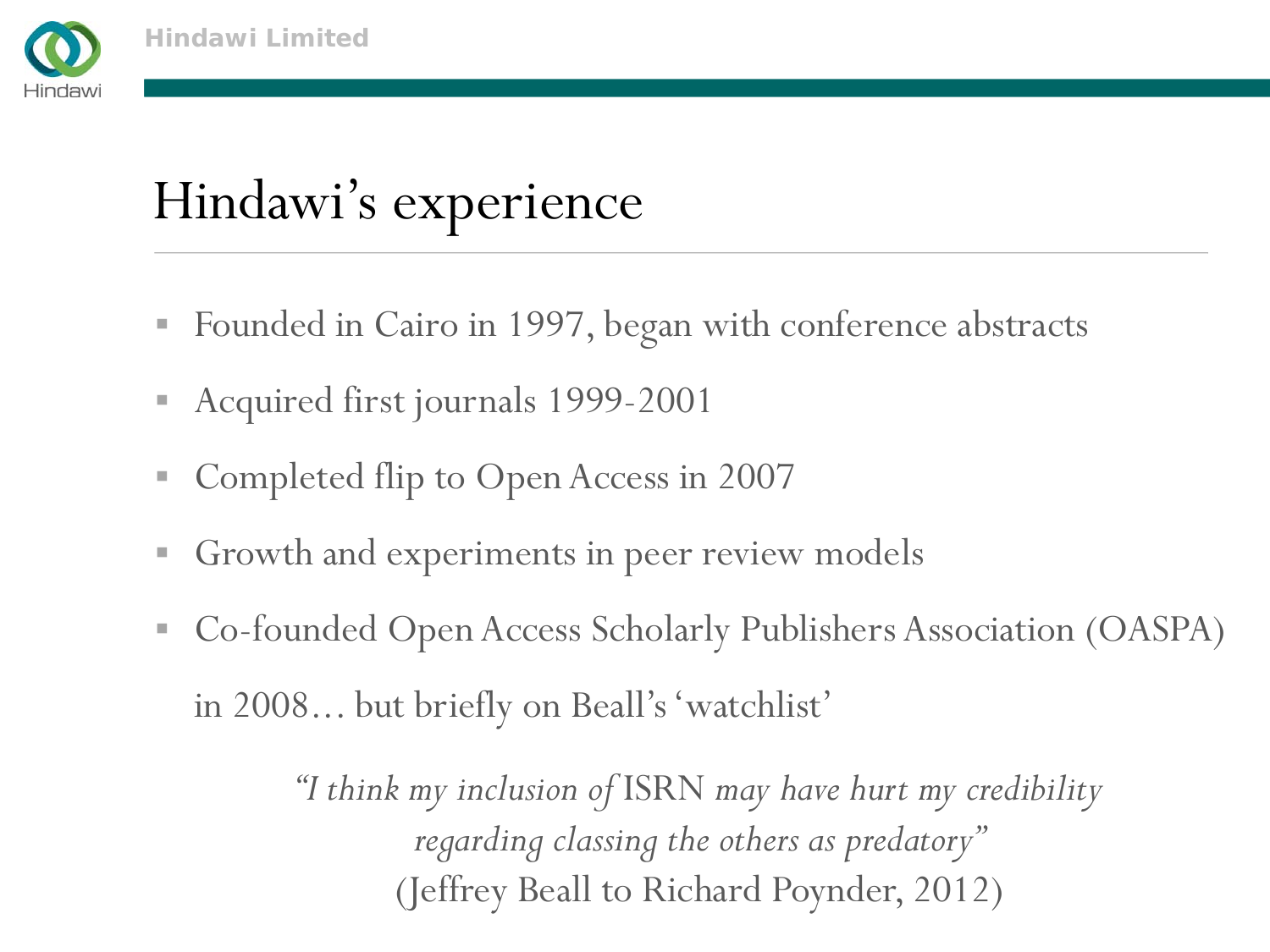# Hindawi's experience

- Founded in Cairo in 1997, began with conference abstracts
- Acquired first journals 1999-2001
- Completed flip to Open Access in 2007
- Growth and experiments in peer review models
- Co-founded Open Access Scholarly Publishers Association (OASPA) in 2008… but briefly on Beall's 'watchlist'

> *"I think my inclusion of* ISRN *may have hurt my credibility regarding classing the others as predatory"*
> (Jeffrey Beall to Richard Poynder, 2012)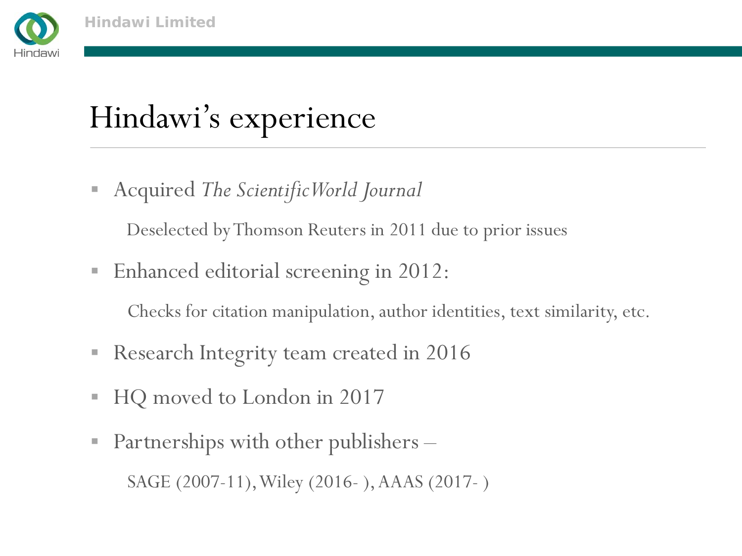# Hindawi's experience

- Acquired *The ScientificWorld Journal*

  Deselected by Thomson Reuters in 2011 due to prior issues

- Enhanced editorial screening in 2012:

  Checks for citation manipulation, author identities, text similarity, etc.

- Research Integrity team created in 2016

- HQ moved to London in 2017

- Partnerships with other publishers –

  SAGE (2007-11), Wiley (2016- ), AAAS (2017- )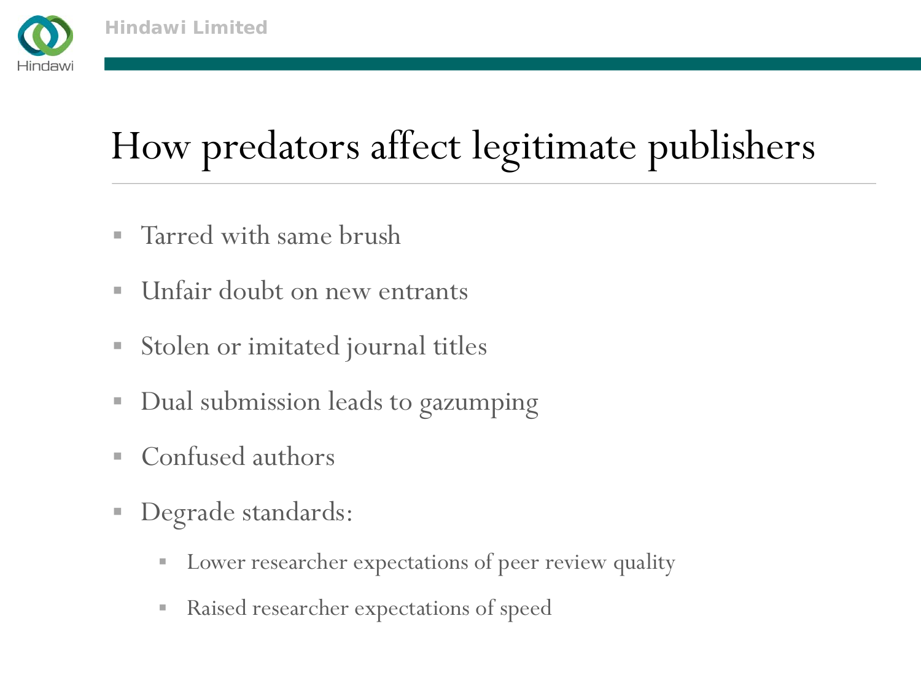# How predators affect legitimate publishers

- Tarred with same brush
- Unfair doubt on new entrants
- Stolen or imitated journal titles
- Dual submission leads to gazumping
- Confused authors
- Degrade standards:
  - Lower researcher expectations of peer review quality
  - Raised researcher expectations of speed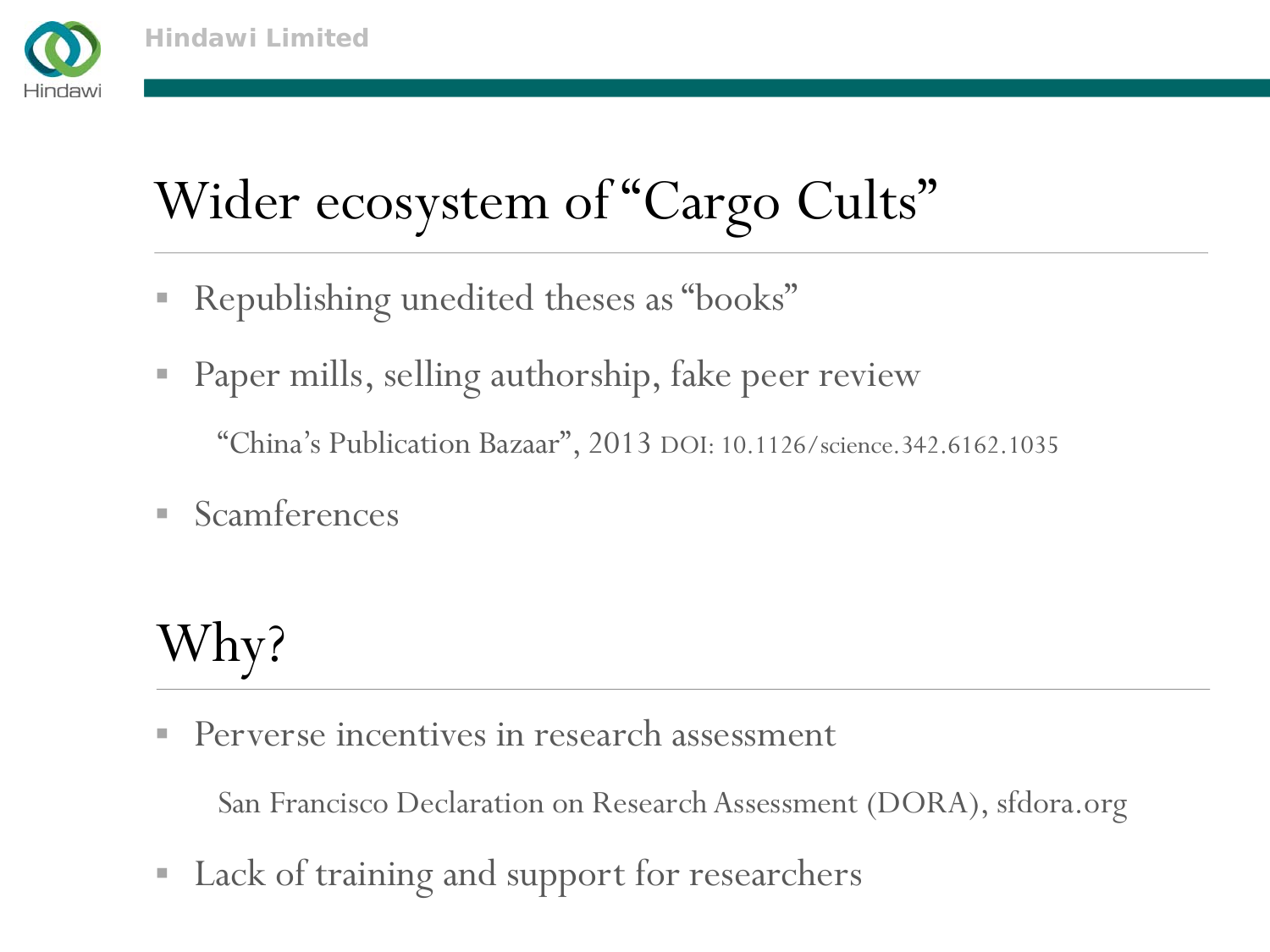# Wider ecosystem of "Cargo Cults"

- Republishing unedited theses as "books"
- Paper mills, selling authorship, fake peer review

  "China's Publication Bazaar", 2013 DOI: 10.1126/science.342.6162.1035

- Scamferences

# Why?

- Perverse incentives in research assessment

  San Francisco Declaration on Research Assessment (DORA), sfdora.org

- Lack of training and support for researchers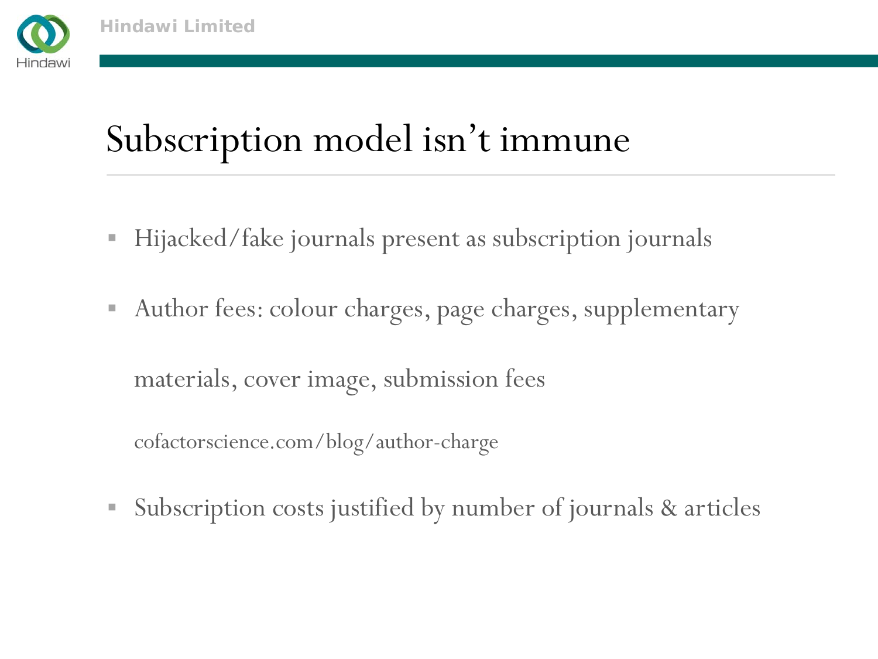# Subscription model isn't immune

- Hijacked/fake journals present as subscription journals
- Author fees: colour charges, page charges, supplementary materials, cover image, submission fees

  cofactorscience.com/blog/author-charge
- Subscription costs justified by number of journals & articles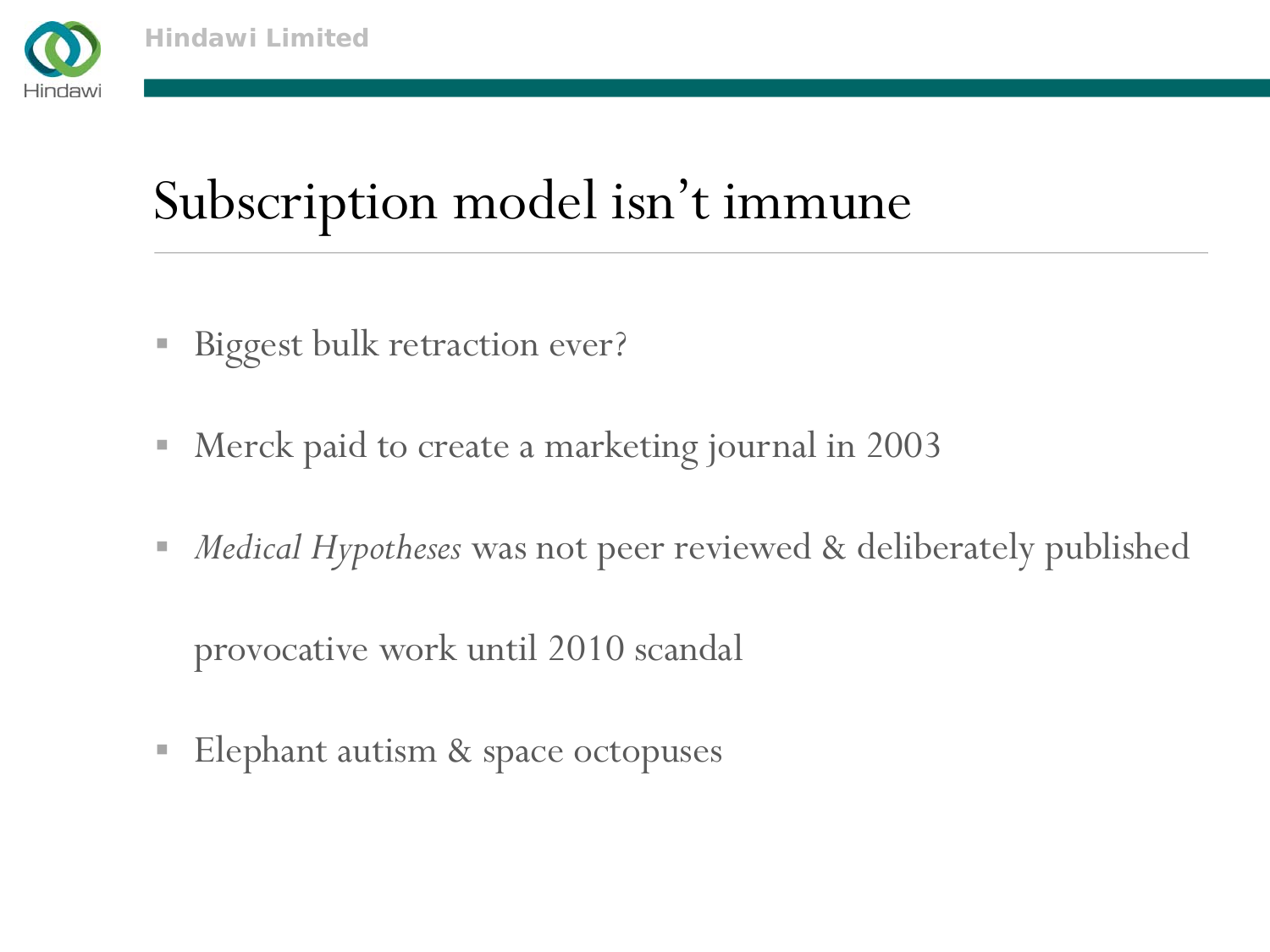# Subscription model isn't immune

- Biggest bulk retraction ever?
- Merck paid to create a marketing journal in 2003
- *Medical Hypotheses* was not peer reviewed & deliberately published provocative work until 2010 scandal
- Elephant autism & space octopuses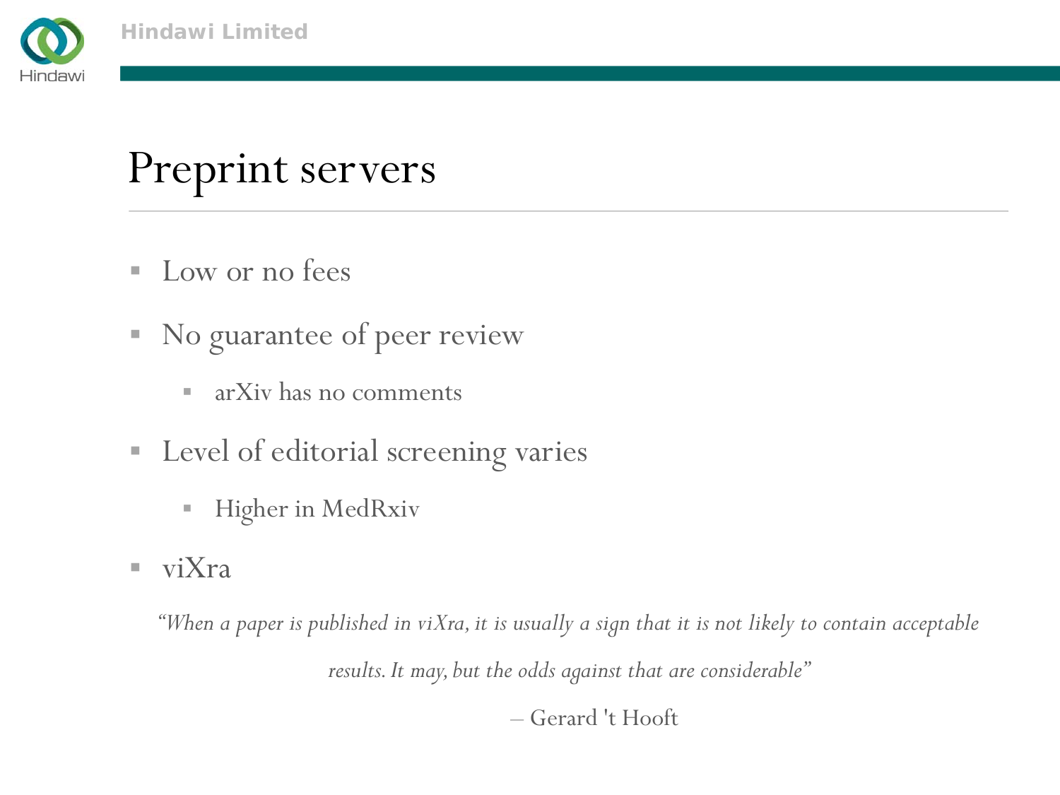# Preprint servers

- Low or no fees
- No guarantee of peer review
  - arXiv has no comments
- Level of editorial screening varies
  - Higher in MedRxiv
- viXra

*"When a paper is published in viXra, it is usually a sign that it is not likely to contain acceptable results. It may, but the odds against that are considerable"*

– Gerard 't Hooft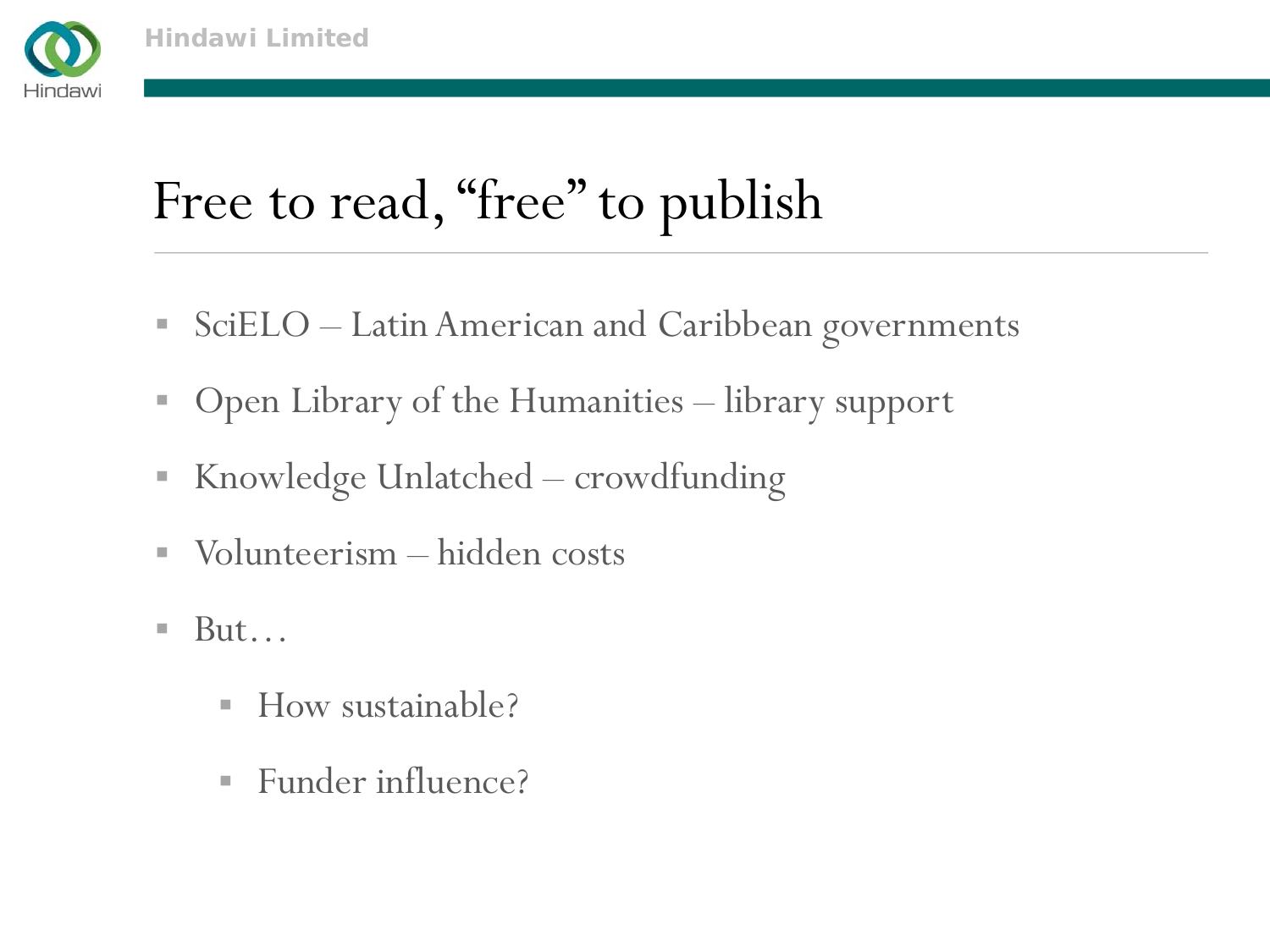# Free to read, "free" to publish

- SciELO – Latin American and Caribbean governments
- Open Library of the Humanities – library support
- Knowledge Unlatched – crowdfunding
- Volunteerism – hidden costs
- But…
  - How sustainable?
  - Funder influence?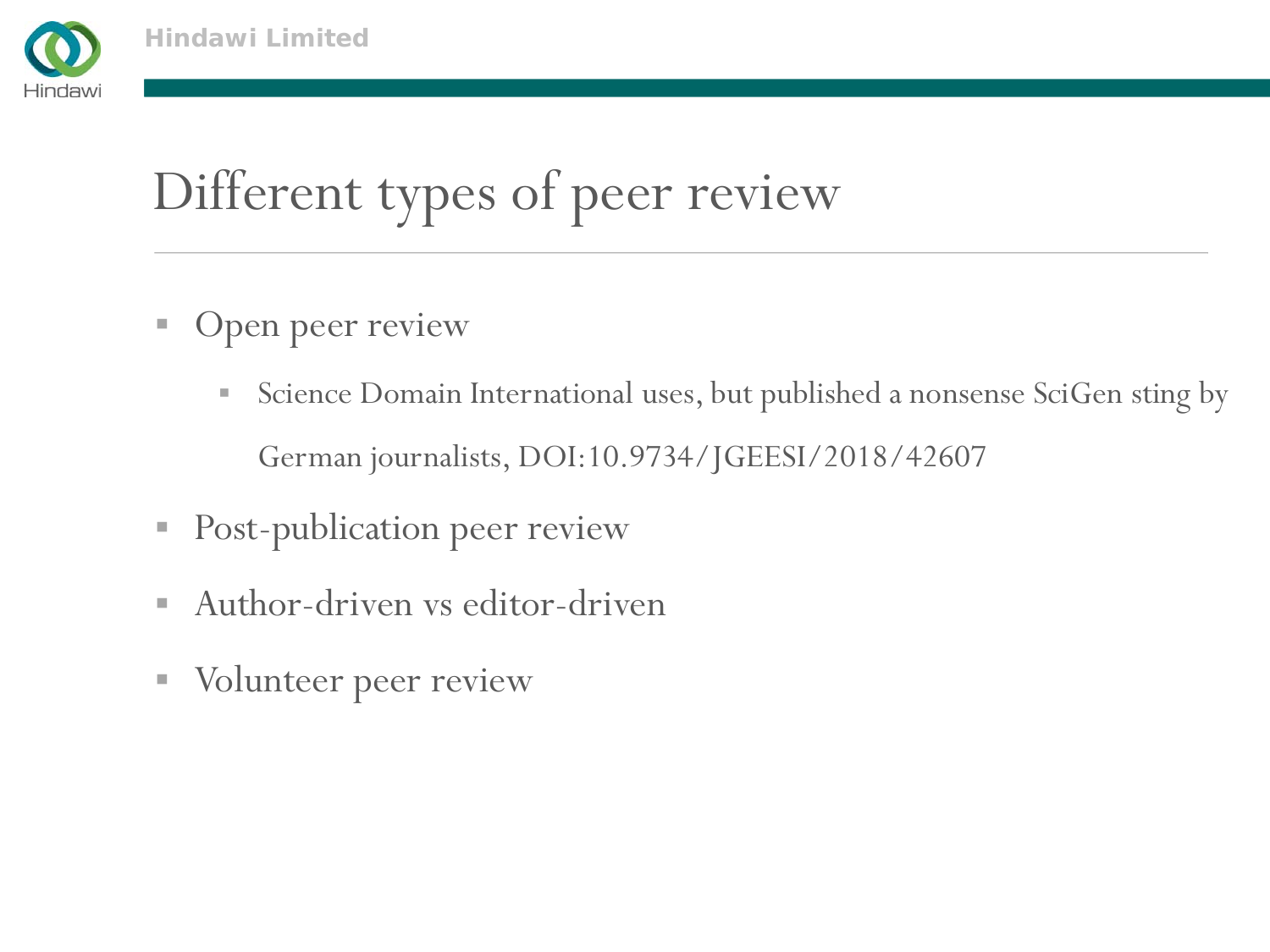# Different types of peer review

- Open peer review
  - Science Domain International uses, but published a nonsense SciGen sting by German journalists, DOI:10.9734/JGEESI/2018/42607
- Post-publication peer review
- Author-driven vs editor-driven
- Volunteer peer review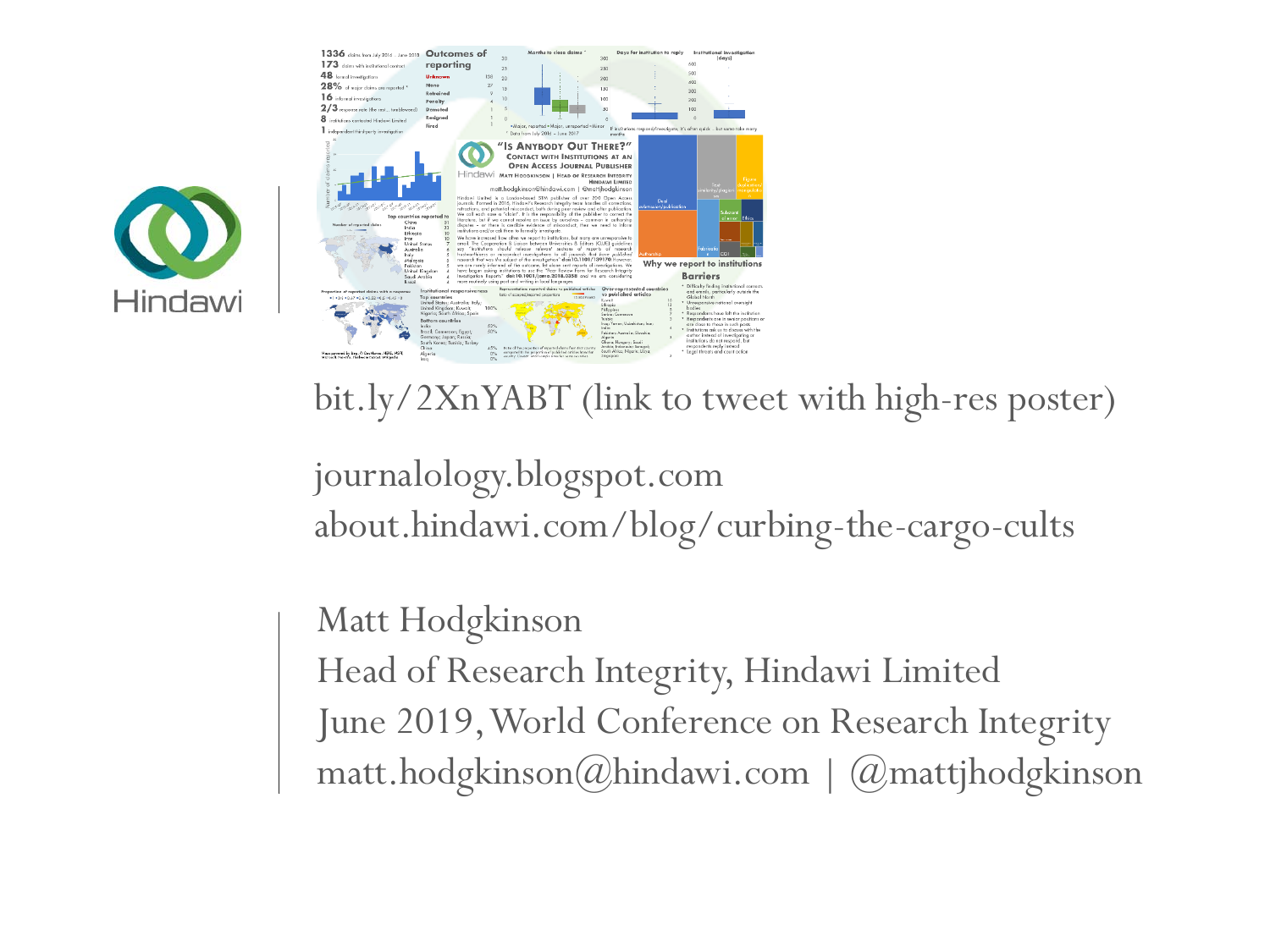bit.ly/2XnYABT (link to tweet with high-res poster)

journalology.blogspot.com
about.hindawi.com/blog/curbing-the-cargo-cults

Matt Hodgkinson
Head of Research Integrity, Hindawi Limited
June 2019, World Conference on Research Integrity
matt.hodgkinson@hindawi.com | @mattjhodgkinson